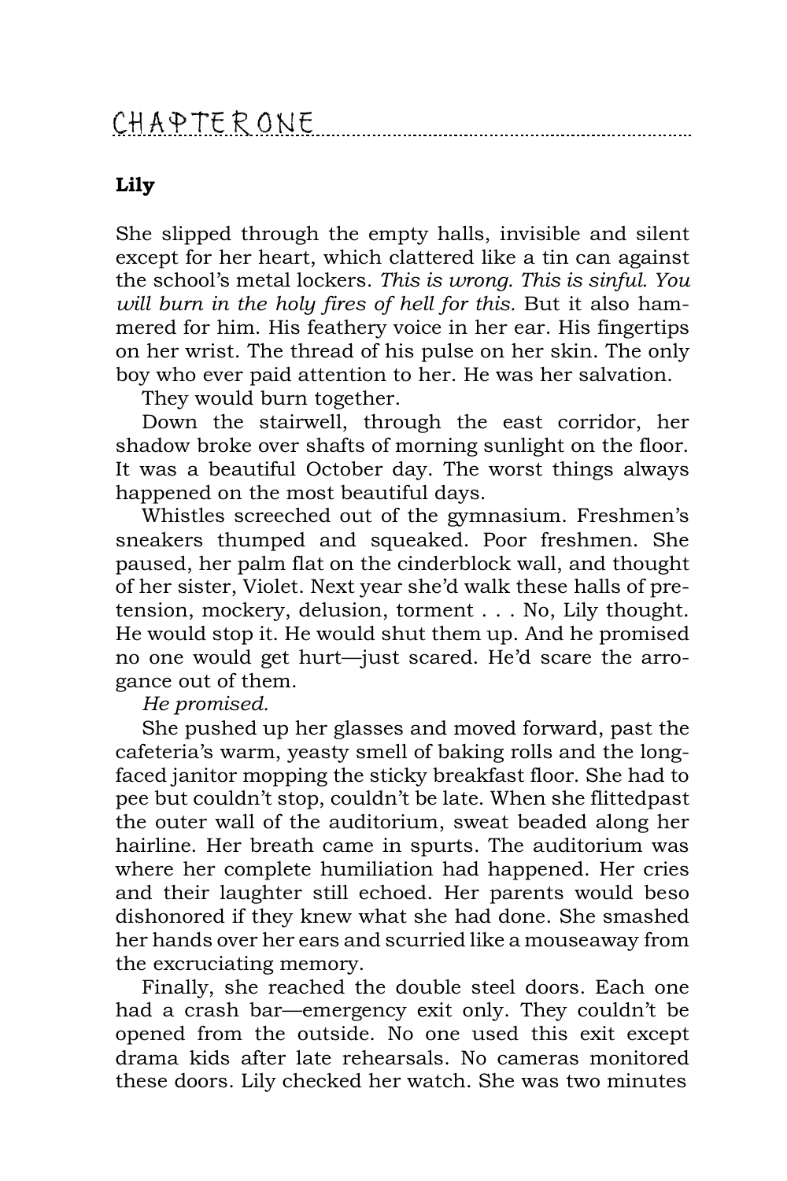# CHAPTER ONE

## Lily

She slipped through the empty halls, invisible and silent except for her heart, which clattered like a tin can against the school's metal lockers. *This is wrong. This is sinful. You will burn in the holy fires of hell for this.* But it also hammered for him. His feathery voice in her ear. His fingertips on her wrist. The thread of his pulse on her skin. The only boy who ever paid attention to her. He was her salvation.

They would burn together.

Down the stairwell, through the east corridor, her shadow broke over shafts of morning sunlight on the floor. It was a beautiful October day. The worst things always happened on the most beautiful days.

Whistles screeched out of the gymnasium. Freshmen's sneakers thumped and squeaked. Poor freshmen. She paused, her palm flat on the cinderblock wall, and thought of her sister, Violet. Next year she'd walk these halls of pretension, mockery, delusion, torment . . . No, Lily thought. He would stop it. He would shut them up. And he promised no one would get hurt—just scared. He'd scare the arrogance out of them.

*He promised.*

She pushed up her glasses and moved forward, past the cafeteria's warm, yeasty smell of baking rolls and the long-faced janitor mopping the sticky breakfast floor. She had to pee but couldn't stop, couldn't be late. When she flittedpast the outer wall of the auditorium, sweat beaded along her hairline. Her breath came in spurts. The auditorium was where her complete humiliation had happened. Her cries and their laughter still echoed. Her parents would beso dishonored if they knew what she had done. She smashed her hands over her ears and scurried like a mouseaway from the excruciating memory.

Finally, she reached the double steel doors. Each one had a crash bar—emergency exit only. They couldn't be opened from the outside. No one used this exit except drama kids after late rehearsals. No cameras monitored these doors. Lily checked her watch. She was two minutes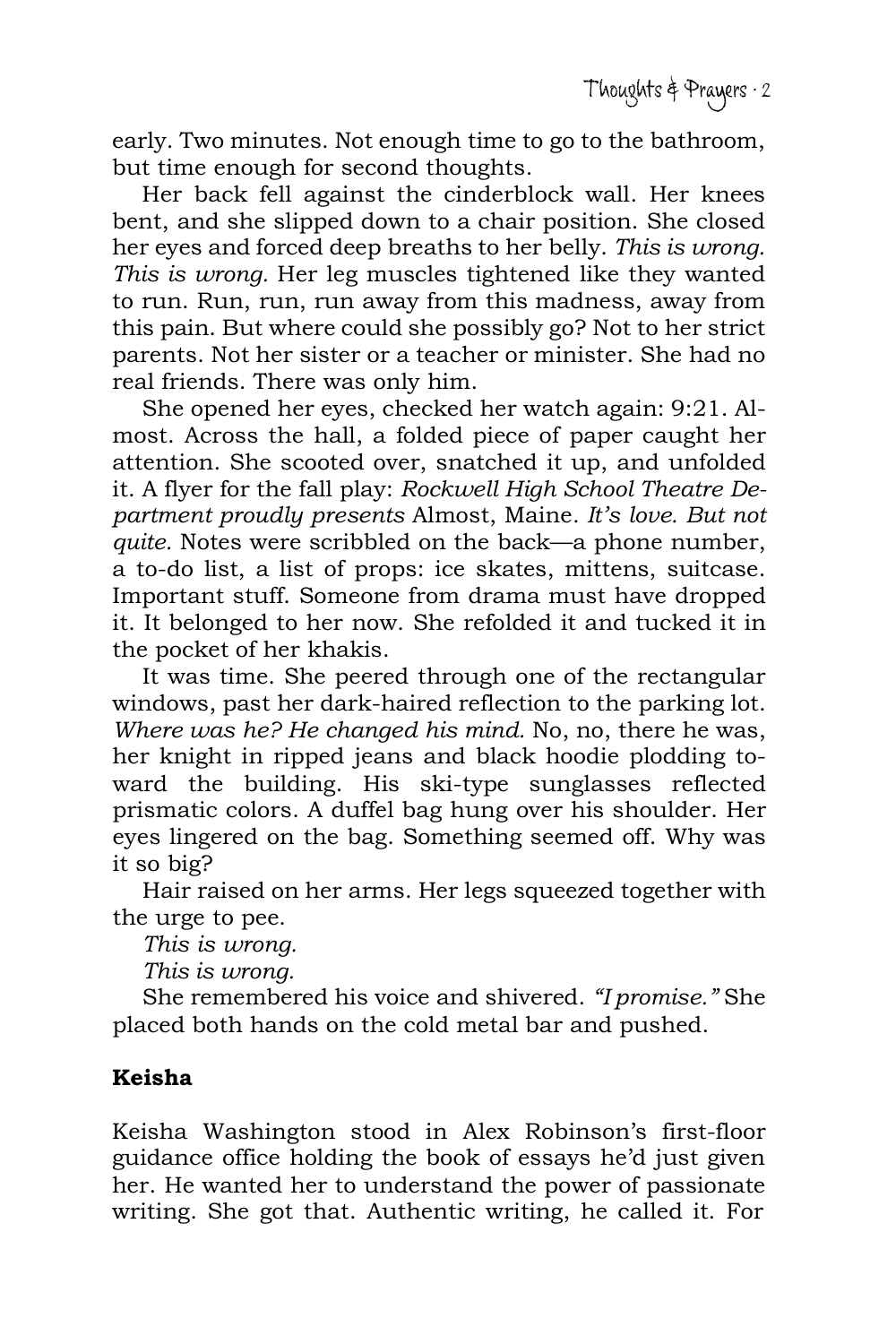early. Two minutes. Not enough time to go to the bathroom, but time enough for second thoughts.

Her back fell against the cinderblock wall. Her knees bent, and she slipped down to a chair position. She closed her eyes and forced deep breaths to her belly. *This is wrong. This is wrong.* Her leg muscles tightened like they wanted to run. Run, run, run away from this madness, away from this pain. But where could she possibly go? Not to her strict parents. Not her sister or a teacher or minister. She had no real friends. There was only him.

She opened her eyes, checked her watch again: 9:21. Almost. Across the hall, a folded piece of paper caught her attention. She scooted over, snatched it up, and unfolded it. A flyer for the fall play: *Rockwell High School Theatre Department proudly presents* Almost, Maine*. It's love. But not quite.* Notes were scribbled on the back—a phone number, a to-do list, a list of props: ice skates, mittens, suitcase. Important stuff. Someone from drama must have dropped it. It belonged to her now. She refolded it and tucked it in the pocket of her khakis.

It was time. She peered through one of the rectangular windows, past her dark-haired reflection to the parking lot. *Where was he? He changed his mind.* No, no, there he was, her knight in ripped jeans and black hoodie plodding toward the building. His ski-type sunglasses reflected prismatic colors. A duffel bag hung over his shoulder. Her eyes lingered on the bag. Something seemed off. Why was it so big?

Hair raised on her arms. Her legs squeezed together with the urge to pee.

*This is wrong.*

*This is wrong.*

She remembered his voice and shivered. *"I promise."* She placed both hands on the cold metal bar and pushed.

**Keisha**

Keisha Washington stood in Alex Robinson's first-floor guidance office holding the book of essays he'd just given her. He wanted her to understand the power of passionate writing. She got that. Authentic writing, he called it. For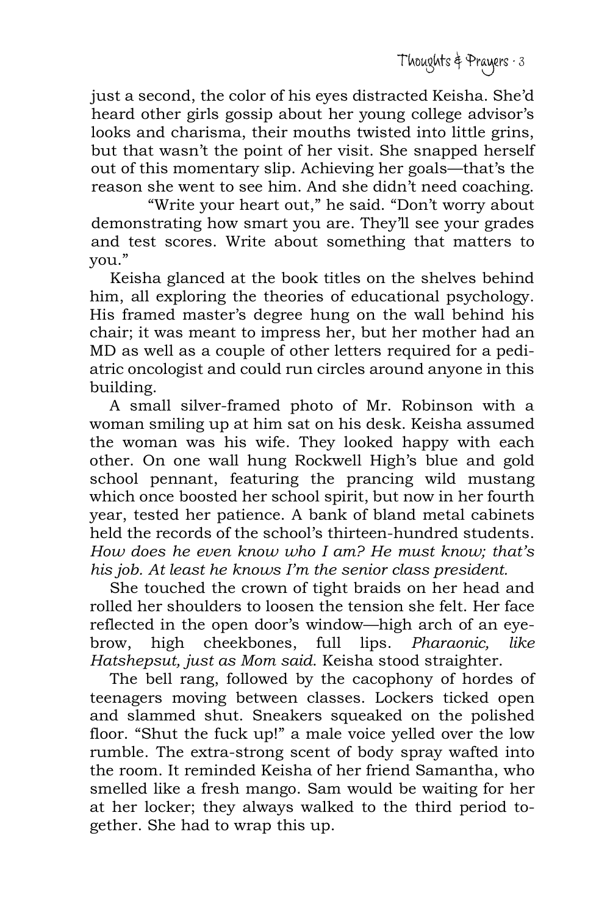just a second, the color of his eyes distracted Keisha. She'd heard other girls gossip about her young college advisor's looks and charisma, their mouths twisted into little grins, but that wasn't the point of her visit. She snapped herself out of this momentary slip. Achieving her goals—that's the reason she went to see him. And she didn't need coaching.

"Write your heart out," he said. "Don't worry about demonstrating how smart you are. They'll see your grades and test scores. Write about something that matters to you."

Keisha glanced at the book titles on the shelves behind him, all exploring the theories of educational psychology. His framed master's degree hung on the wall behind his chair; it was meant to impress her, but her mother had an MD as well as a couple of other letters required for a pediatric oncologist and could run circles around anyone in this building.

A small silver-framed photo of Mr. Robinson with a woman smiling up at him sat on his desk. Keisha assumed the woman was his wife. They looked happy with each other. On one wall hung Rockwell High's blue and gold school pennant, featuring the prancing wild mustang which once boosted her school spirit, but now in her fourth year, tested her patience. A bank of bland metal cabinets held the records of the school's thirteen-hundred students. *How does he even know who I am? He must know; that's his job. At least he knows I'm the senior class president.*

She touched the crown of tight braids on her head and rolled her shoulders to loosen the tension she felt. Her face reflected in the open door's window—high arch of an eyebrow, high cheekbones, full lips. *Pharaonic, like Hatshepsut, just as Mom said.* Keisha stood straighter.

The bell rang, followed by the cacophony of hordes of teenagers moving between classes. Lockers ticked open and slammed shut. Sneakers squeaked on the polished floor. "Shut the fuck up!" a male voice yelled over the low rumble. The extra-strong scent of body spray wafted into the room. It reminded Keisha of her friend Samantha, who smelled like a fresh mango. Sam would be waiting for her at her locker; they always walked to the third period together. She had to wrap this up.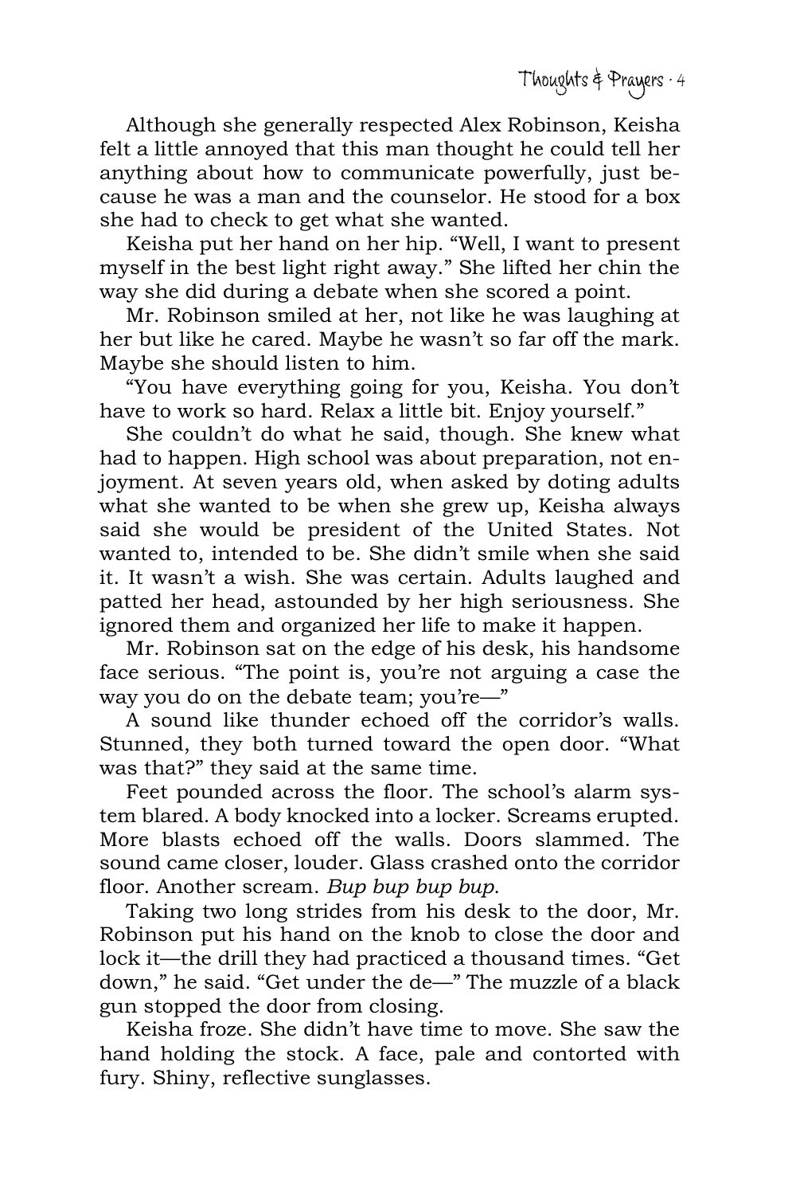Although she generally respected Alex Robinson, Keisha felt a little annoyed that this man thought he could tell her anything about how to communicate powerfully, just because he was a man and the counselor. He stood for a box she had to check to get what she wanted.

Keisha put her hand on her hip. "Well, I want to present myself in the best light right away." She lifted her chin the way she did during a debate when she scored a point.

Mr. Robinson smiled at her, not like he was laughing at her but like he cared. Maybe he wasn't so far off the mark. Maybe she should listen to him.

"You have everything going for you, Keisha. You don't have to work so hard. Relax a little bit. Enjoy yourself."

She couldn't do what he said, though. She knew what had to happen. High school was about preparation, not enjoyment. At seven years old, when asked by doting adults what she wanted to be when she grew up, Keisha always said she would be president of the United States. Not wanted to, intended to be. She didn't smile when she said it. It wasn't a wish. She was certain. Adults laughed and patted her head, astounded by her high seriousness. She ignored them and organized her life to make it happen.

Mr. Robinson sat on the edge of his desk, his handsome face serious. "The point is, you're not arguing a case the way you do on the debate team; you're—"

A sound like thunder echoed off the corridor's walls. Stunned, they both turned toward the open door. "What was that?" they said at the same time.

Feet pounded across the floor. The school's alarm system blared. A body knocked into a locker. Screams erupted. More blasts echoed off the walls. Doors slammed. The sound came closer, louder. Glass crashed onto the corridor floor. Another scream. *Bup bup bup bup.*

Taking two long strides from his desk to the door, Mr. Robinson put his hand on the knob to close the door and lock it—the drill they had practiced a thousand times. "Get down," he said. "Get under the de—" The muzzle of a black gun stopped the door from closing.

Keisha froze. She didn't have time to move. She saw the hand holding the stock. A face, pale and contorted with fury. Shiny, reflective sunglasses.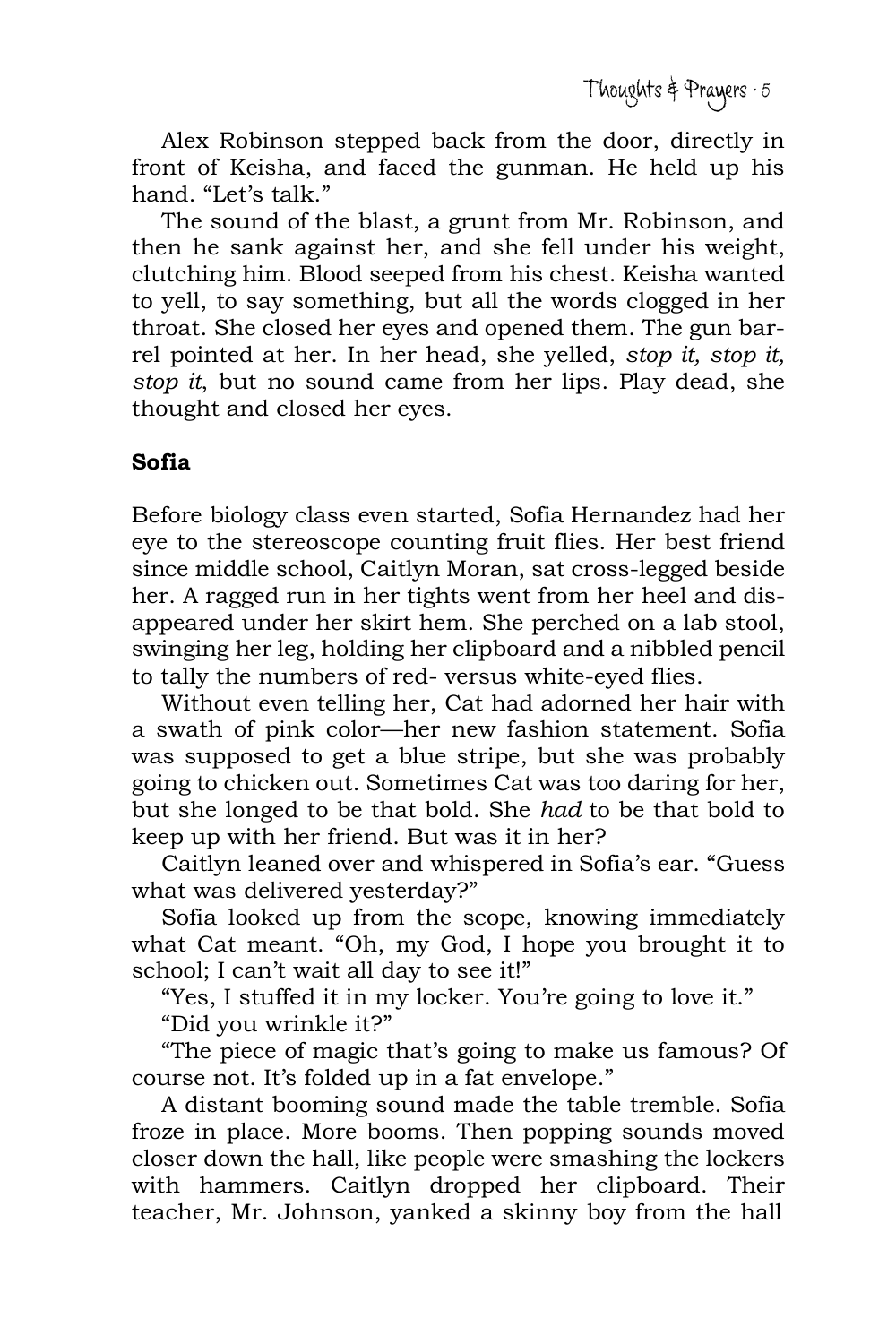Alex Robinson stepped back from the door, directly in front of Keisha, and faced the gunman. He held up his hand. "Let's talk."

The sound of the blast, a grunt from Mr. Robinson, and then he sank against her, and she fell under his weight, clutching him. Blood seeped from his chest. Keisha wanted to yell, to say something, but all the words clogged in her throat. She closed her eyes and opened them. The gun barrel pointed at her. In her head, she yelled, *stop it, stop it, stop it*, but no sound came from her lips. Play dead, she thought and closed her eyes.

**Sofia**

Before biology class even started, Sofia Hernandez had her eye to the stereoscope counting fruit flies. Her best friend since middle school, Caitlyn Moran, sat cross-legged beside her. A ragged run in her tights went from her heel and disappeared under her skirt hem. She perched on a lab stool, swinging her leg, holding her clipboard and a nibbled pencil to tally the numbers of red- versus white-eyed flies.

Without even telling her, Cat had adorned her hair with a swath of pink color—her new fashion statement. Sofia was supposed to get a blue stripe, but she was probably going to chicken out. Sometimes Cat was too daring for her, but she longed to be that bold. She *had* to be that bold to keep up with her friend. But was it in her?

Caitlyn leaned over and whispered in Sofia's ear. "Guess what was delivered yesterday?"

Sofia looked up from the scope, knowing immediately what Cat meant. "Oh, my God, I hope you brought it to school; I can't wait all day to see it!"

"Yes, I stuffed it in my locker. You're going to love it."

"Did you wrinkle it?"

"The piece of magic that's going to make us famous? Of course not. It's folded up in a fat envelope."

A distant booming sound made the table tremble. Sofia froze in place. More booms. Then popping sounds moved closer down the hall, like people were smashing the lockers with hammers. Caitlyn dropped her clipboard. Their teacher, Mr. Johnson, yanked a skinny boy from the hall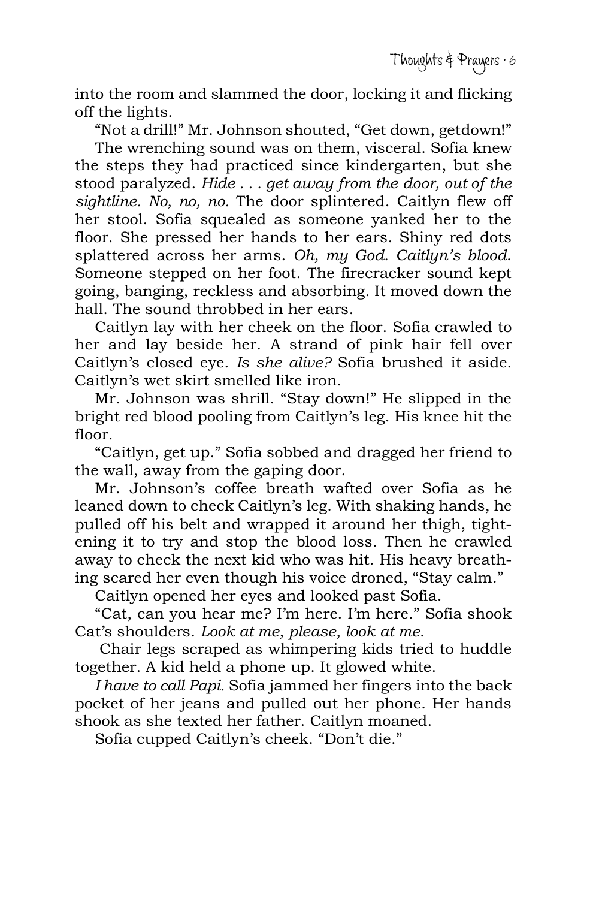into the room and slammed the door, locking it and flicking off the lights.

"Not a drill!" Mr. Johnson shouted, "Get down, getdown!"

The wrenching sound was on them, visceral. Sofia knew the steps they had practiced since kindergarten, but she stood paralyzed. *Hide . . . get away from the door, out of the sightline. No, no, no.* The door splintered. Caitlyn flew off her stool. Sofia squealed as someone yanked her to the floor. She pressed her hands to her ears. Shiny red dots splattered across her arms. *Oh, my God. Caitlyn's blood.* Someone stepped on her foot. The firecracker sound kept going, banging, reckless and absorbing. It moved down the hall. The sound throbbed in her ears.

Caitlyn lay with her cheek on the floor. Sofia crawled to her and lay beside her. A strand of pink hair fell over Caitlyn's closed eye. *Is she alive?* Sofia brushed it aside. Caitlyn's wet skirt smelled like iron.

Mr. Johnson was shrill. "Stay down!" He slipped in the bright red blood pooling from Caitlyn's leg. His knee hit the floor.

"Caitlyn, get up." Sofia sobbed and dragged her friend to the wall, away from the gaping door.

Mr. Johnson's coffee breath wafted over Sofia as he leaned down to check Caitlyn's leg. With shaking hands, he pulled off his belt and wrapped it around her thigh, tightening it to try and stop the blood loss. Then he crawled away to check the next kid who was hit. His heavy breathing scared her even though his voice droned, "Stay calm."

Caitlyn opened her eyes and looked past Sofia.

"Cat, can you hear me? I'm here. I'm here." Sofia shook Cat's shoulders. *Look at me, please, look at me.*

Chair legs scraped as whimpering kids tried to huddle together. A kid held a phone up. It glowed white.

*I have to call Papi.* Sofia jammed her fingers into the back pocket of her jeans and pulled out her phone. Her hands shook as she texted her father. Caitlyn moaned.

Sofia cupped Caitlyn's cheek. "Don't die."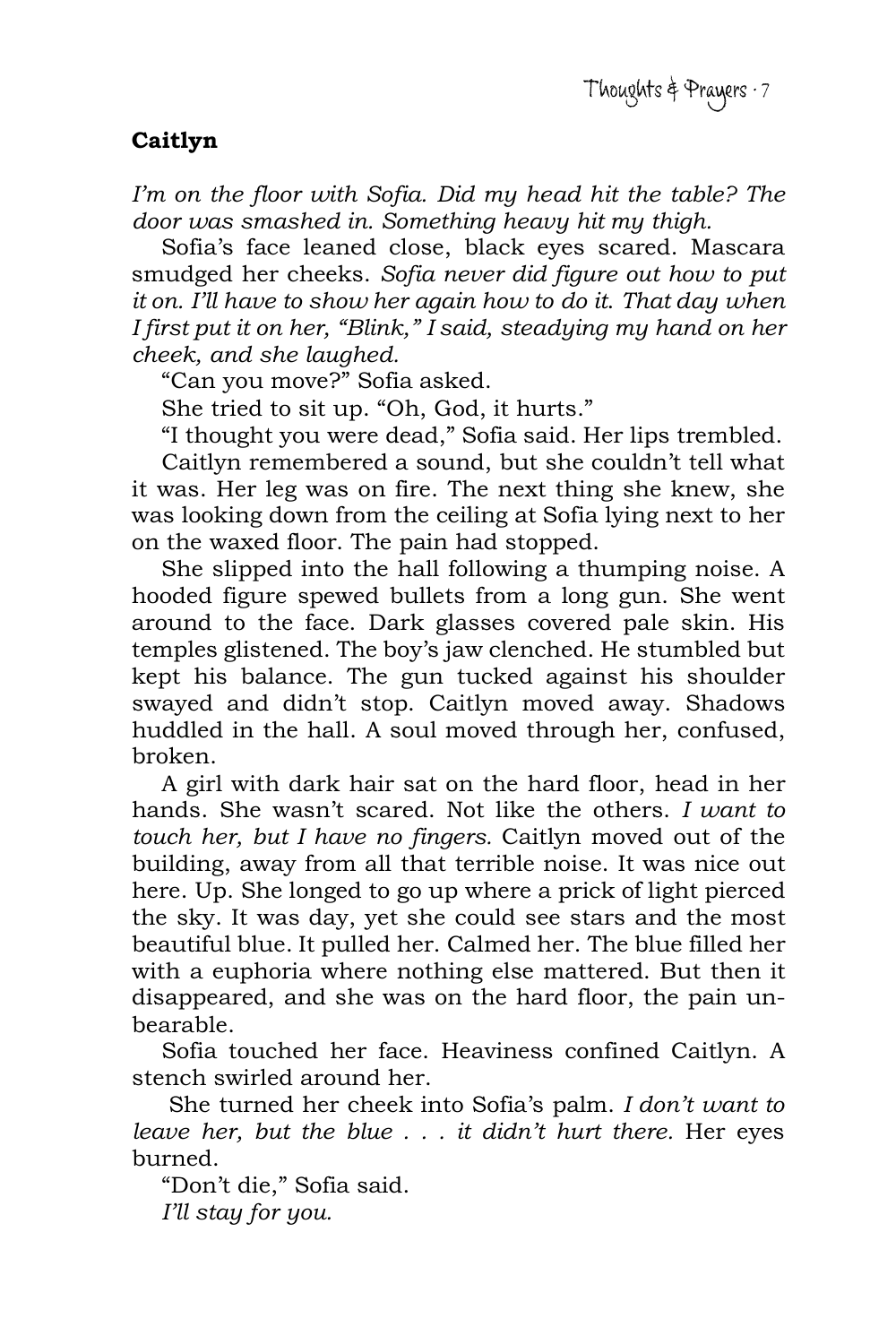**Caitlyn**

*I'm on the floor with Sofia. Did my head hit the table? The door was smashed in. Something heavy hit my thigh.*

Sofia's face leaned close, black eyes scared. Mascara smudged her cheeks. *Sofia never did figure out how to put it on. I'll have to show her again how to do it. That day when I first put it on her, "Blink," I said, steadying my hand on her cheek, and she laughed.*

"Can you move?" Sofia asked.

She tried to sit up. "Oh, God, it hurts."

"I thought you were dead," Sofia said. Her lips trembled.

Caitlyn remembered a sound, but she couldn't tell what it was. Her leg was on fire. The next thing she knew, she was looking down from the ceiling at Sofia lying next to her on the waxed floor. The pain had stopped.

She slipped into the hall following a thumping noise. A hooded figure spewed bullets from a long gun. She went around to the face. Dark glasses covered pale skin. His temples glistened. The boy's jaw clenched. He stumbled but kept his balance. The gun tucked against his shoulder swayed and didn't stop. Caitlyn moved away. Shadows huddled in the hall. A soul moved through her, confused, broken.

A girl with dark hair sat on the hard floor, head in her hands. She wasn't scared. Not like the others. *I want to touch her, but I have no fingers.* Caitlyn moved out of the building, away from all that terrible noise. It was nice out here. Up. She longed to go up where a prick of light pierced the sky. It was day, yet she could see stars and the most beautiful blue. It pulled her. Calmed her. The blue filled her with a euphoria where nothing else mattered. But then it disappeared, and she was on the hard floor, the pain unbearable.

Sofia touched her face. Heaviness confined Caitlyn. A stench swirled around her.

She turned her cheek into Sofia's palm. *I don't want to leave her, but the blue . . . it didn't hurt there.* Her eyes burned.

"Don't die," Sofia said.

*I'll stay for you.*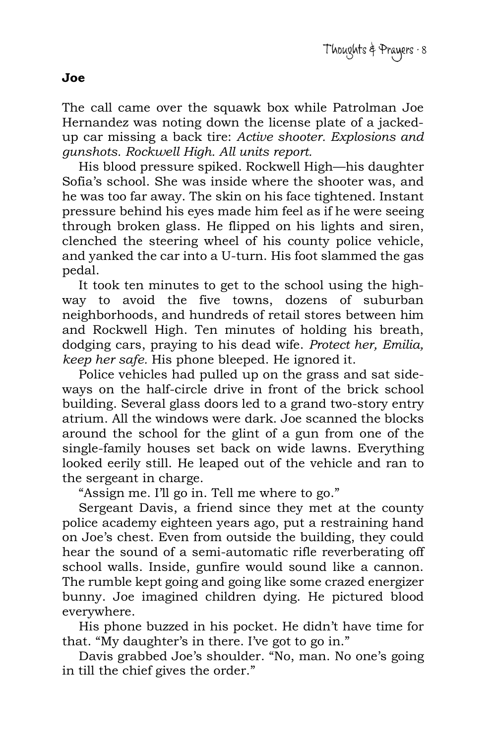**Joe**

The call came over the squawk box while Patrolman Joe Hernandez was noting down the license plate of a jacked-up car missing a back tire: *Active shooter. Explosions and gunshots. Rockwell High. All units report.*

His blood pressure spiked. Rockwell High—his daughter Sofia's school. She was inside where the shooter was, and he was too far away. The skin on his face tightened. Instant pressure behind his eyes made him feel as if he were seeing through broken glass. He flipped on his lights and siren, clenched the steering wheel of his county police vehicle, and yanked the car into a U-turn. His foot slammed the gas pedal.

It took ten minutes to get to the school using the highway to avoid the five towns, dozens of suburban neighborhoods, and hundreds of retail stores between him and Rockwell High. Ten minutes of holding his breath, dodging cars, praying to his dead wife. *Protect her, Emilia, keep her safe.* His phone bleeped. He ignored it.

Police vehicles had pulled up on the grass and sat sideways on the half-circle drive in front of the brick school building. Several glass doors led to a grand two-story entry atrium. All the windows were dark. Joe scanned the blocks around the school for the glint of a gun from one of the single-family houses set back on wide lawns. Everything looked eerily still. He leaped out of the vehicle and ran to the sergeant in charge.

"Assign me. I'll go in. Tell me where to go."

Sergeant Davis, a friend since they met at the county police academy eighteen years ago, put a restraining hand on Joe's chest. Even from outside the building, they could hear the sound of a semi-automatic rifle reverberating off school walls. Inside, gunfire would sound like a cannon. The rumble kept going and going like some crazed energizer bunny. Joe imagined children dying. He pictured blood everywhere.

His phone buzzed in his pocket. He didn't have time for that. "My daughter's in there. I've got to go in."

Davis grabbed Joe's shoulder. "No, man. No one's going in till the chief gives the order."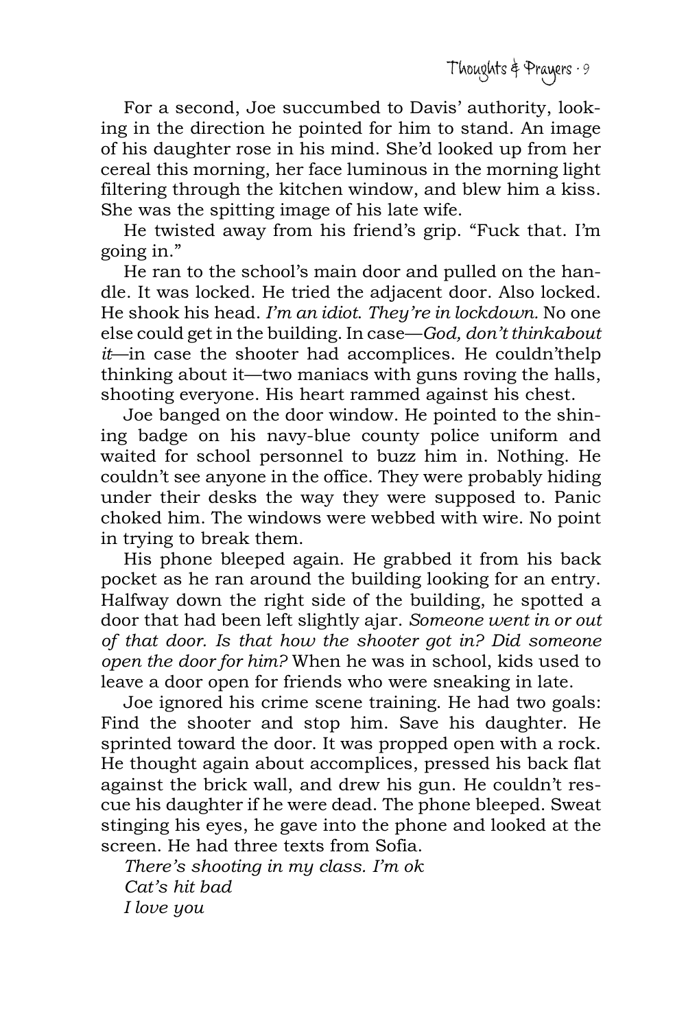For a second, Joe succumbed to Davis' authority, looking in the direction he pointed for him to stand. An image of his daughter rose in his mind. She'd looked up from her cereal this morning, her face luminous in the morning light filtering through the kitchen window, and blew him a kiss. She was the spitting image of his late wife.

He twisted away from his friend's grip. "Fuck that. I'm going in."

He ran to the school's main door and pulled on the handle. It was locked. He tried the adjacent door. Also locked. He shook his head. *I'm an idiot. They're in lockdown.* No one else could get in the building. In case—*God, don't thinkabout it*—in case the shooter had accomplices. He couldn'thelp thinking about it—two maniacs with guns roving the halls, shooting everyone. His heart rammed against his chest.

Joe banged on the door window. He pointed to the shining badge on his navy-blue county police uniform and waited for school personnel to buzz him in. Nothing. He couldn't see anyone in the office. They were probably hiding under their desks the way they were supposed to. Panic choked him. The windows were webbed with wire. No point in trying to break them.

His phone bleeped again. He grabbed it from his back pocket as he ran around the building looking for an entry. Halfway down the right side of the building, he spotted a door that had been left slightly ajar. *Someone went in or out of that door. Is that how the shooter got in? Did someone open the door for him?* When he was in school, kids used to leave a door open for friends who were sneaking in late.

Joe ignored his crime scene training. He had two goals: Find the shooter and stop him. Save his daughter. He sprinted toward the door. It was propped open with a rock. He thought again about accomplices, pressed his back flat against the brick wall, and drew his gun. He couldn't rescue his daughter if he were dead. The phone bleeped. Sweat stinging his eyes, he gave into the phone and looked at the screen. He had three texts from Sofia.

*There's shooting in my class. I'm ok*
*Cat's hit bad*
*I love you*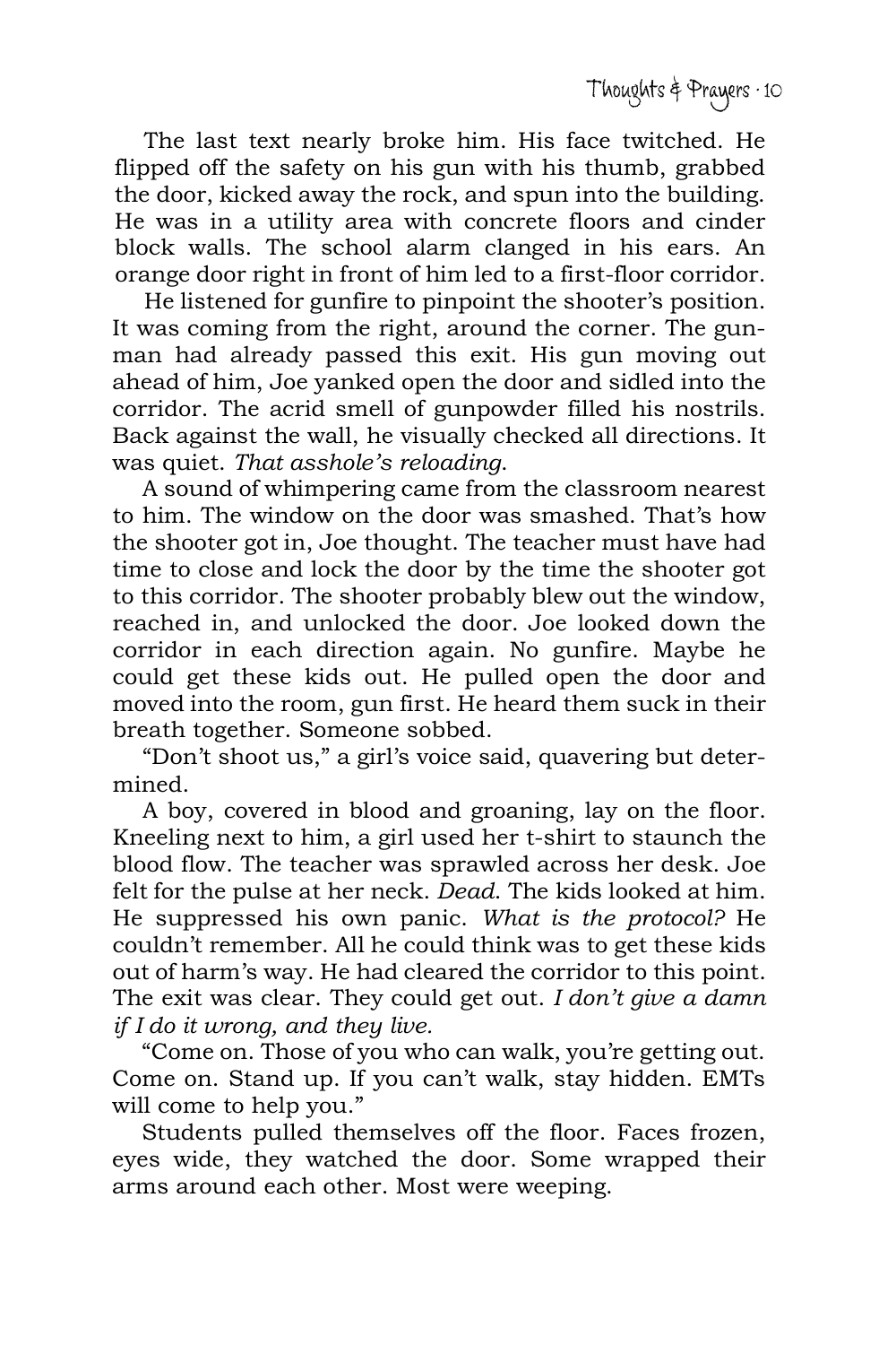The last text nearly broke him. His face twitched. He flipped off the safety on his gun with his thumb, grabbed the door, kicked away the rock, and spun into the building. He was in a utility area with concrete floors and cinder block walls. The school alarm clanged in his ears. An orange door right in front of him led to a first-floor corridor.

He listened for gunfire to pinpoint the shooter's position. It was coming from the right, around the corner. The gunman had already passed this exit. His gun moving out ahead of him, Joe yanked open the door and sidled into the corridor. The acrid smell of gunpowder filled his nostrils. Back against the wall, he visually checked all directions. It was quiet. *That asshole's reloading.*

A sound of whimpering came from the classroom nearest to him. The window on the door was smashed. That's how the shooter got in, Joe thought. The teacher must have had time to close and lock the door by the time the shooter got to this corridor. The shooter probably blew out the window, reached in, and unlocked the door. Joe looked down the corridor in each direction again. No gunfire. Maybe he could get these kids out. He pulled open the door and moved into the room, gun first. He heard them suck in their breath together. Someone sobbed.

"Don't shoot us," a girl's voice said, quavering but determined.

A boy, covered in blood and groaning, lay on the floor. Kneeling next to him, a girl used her t-shirt to staunch the blood flow. The teacher was sprawled across her desk. Joe felt for the pulse at her neck. *Dead.* The kids looked at him. He suppressed his own panic. *What is the protocol?* He couldn't remember. All he could think was to get these kids out of harm's way. He had cleared the corridor to this point. The exit was clear. They could get out. *I don't give a damn if I do it wrong, and they live.*

"Come on. Those of you who can walk, you're getting out. Come on. Stand up. If you can't walk, stay hidden. EMTs will come to help you."

Students pulled themselves off the floor. Faces frozen, eyes wide, they watched the door. Some wrapped their arms around each other. Most were weeping.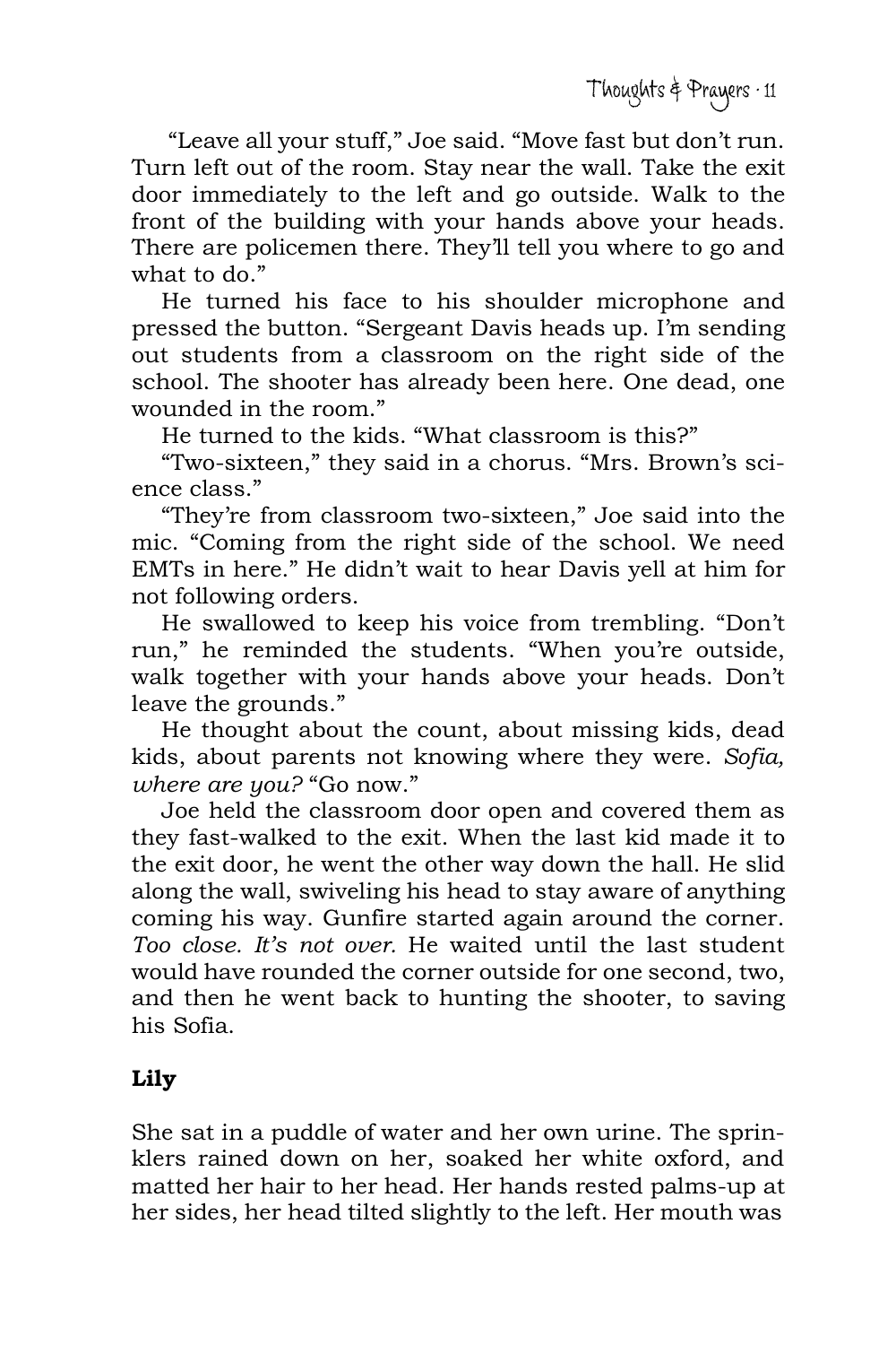"Leave all your stuff," Joe said. "Move fast but don't run. Turn left out of the room. Stay near the wall. Take the exit door immediately to the left and go outside. Walk to the front of the building with your hands above your heads. There are policemen there. They'll tell you where to go and what to do."

He turned his face to his shoulder microphone and pressed the button. "Sergeant Davis heads up. I'm sending out students from a classroom on the right side of the school. The shooter has already been here. One dead, one wounded in the room."

He turned to the kids. "What classroom is this?"

"Two-sixteen," they said in a chorus. "Mrs. Brown's science class."

"They're from classroom two-sixteen," Joe said into the mic. "Coming from the right side of the school. We need EMTs in here." He didn't wait to hear Davis yell at him for not following orders.

He swallowed to keep his voice from trembling. "Don't run," he reminded the students. "When you're outside, walk together with your hands above your heads. Don't leave the grounds."

He thought about the count, about missing kids, dead kids, about parents not knowing where they were. *Sofia, where are you?* "Go now."

Joe held the classroom door open and covered them as they fast-walked to the exit. When the last kid made it to the exit door, he went the other way down the hall. He slid along the wall, swiveling his head to stay aware of anything coming his way. Gunfire started again around the corner. *Too close. It's not over.* He waited until the last student would have rounded the corner outside for one second, two, and then he went back to hunting the shooter, to saving his Sofia.

**Lily**

She sat in a puddle of water and her own urine. The sprinklers rained down on her, soaked her white oxford, and matted her hair to her head. Her hands rested palms-up at her sides, her head tilted slightly to the left. Her mouth was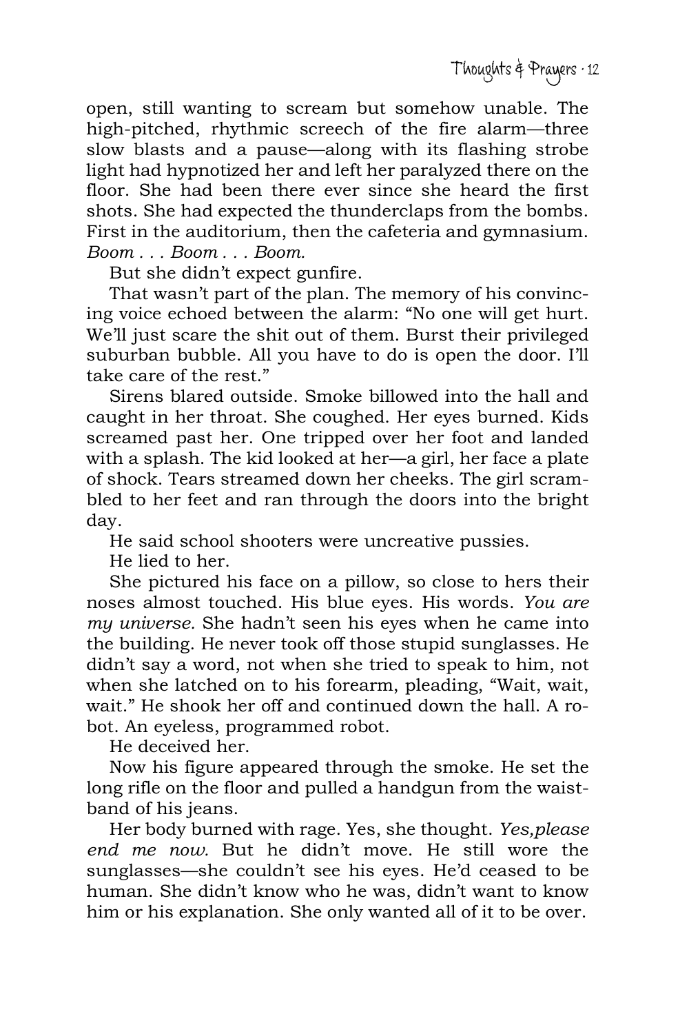open, still wanting to scream but somehow unable. The high-pitched, rhythmic screech of the fire alarm—three slow blasts and a pause—along with its flashing strobe light had hypnotized her and left her paralyzed there on the floor. She had been there ever since she heard the first shots. She had expected the thunderclaps from the bombs. First in the auditorium, then the cafeteria and gymnasium. *Boom . . . Boom . . . Boom.*

But she didn't expect gunfire.

That wasn't part of the plan. The memory of his convincing voice echoed between the alarm: "No one will get hurt. We'll just scare the shit out of them. Burst their privileged suburban bubble. All you have to do is open the door. I'll take care of the rest."

Sirens blared outside. Smoke billowed into the hall and caught in her throat. She coughed. Her eyes burned. Kids screamed past her. One tripped over her foot and landed with a splash. The kid looked at her—a girl, her face a plate of shock. Tears streamed down her cheeks. The girl scrambled to her feet and ran through the doors into the bright day.

He said school shooters were uncreative pussies.

He lied to her.

She pictured his face on a pillow, so close to hers their noses almost touched. His blue eyes. His words. *You are my universe.* She hadn't seen his eyes when he came into the building. He never took off those stupid sunglasses. He didn't say a word, not when she tried to speak to him, not when she latched on to his forearm, pleading, "Wait, wait, wait." He shook her off and continued down the hall. A robot. An eyeless, programmed robot.

He deceived her.

Now his figure appeared through the smoke. He set the long rifle on the floor and pulled a handgun from the waistband of his jeans.

Her body burned with rage. Yes, she thought. *Yes,please end me now.* But he didn't move. He still wore the sunglasses—she couldn't see his eyes. He'd ceased to be human. She didn't know who he was, didn't want to know him or his explanation. She only wanted all of it to be over.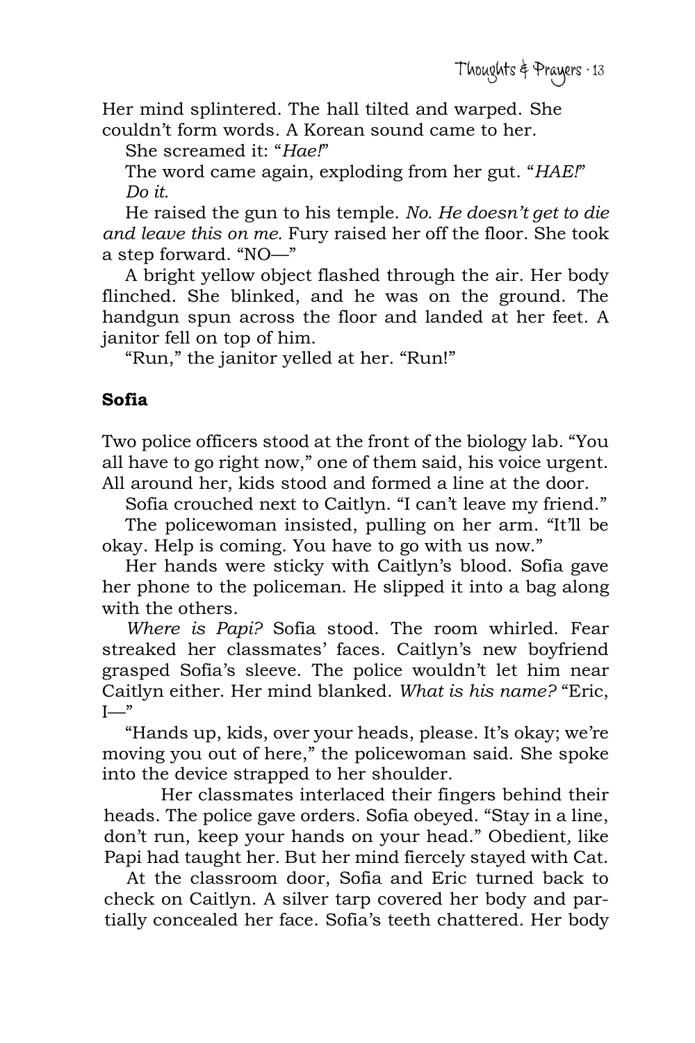Her mind splintered. The hall tilted and warped. She couldn't form words. A Korean sound came to her.

She screamed it: "*Hae!*"

The word came again, exploding from her gut. "*HAE!*" *Do it.*

He raised the gun to his temple. *No. He doesn't get to die and leave this on me.* Fury raised her off the floor. She took a step forward. "NO—"

A bright yellow object flashed through the air. Her body flinched. She blinked, and he was on the ground. The handgun spun across the floor and landed at her feet. A janitor fell on top of him.

"Run," the janitor yelled at her. "Run!"

**Sofia**

Two police officers stood at the front of the biology lab. "You all have to go right now," one of them said, his voice urgent. All around her, kids stood and formed a line at the door.

Sofia crouched next to Caitlyn. "I can't leave my friend."

The policewoman insisted, pulling on her arm. "It'll be okay. Help is coming. You have to go with us now."

Her hands were sticky with Caitlyn's blood. Sofia gave her phone to the policeman. He slipped it into a bag along with the others.

*Where is Papi?* Sofia stood. The room whirled. Fear streaked her classmates' faces. Caitlyn's new boyfriend grasped Sofia's sleeve. The police wouldn't let him near Caitlyn either. Her mind blanked. *What is his name?* "Eric, I—"

"Hands up, kids, over your heads, please. It's okay; we're moving you out of here," the policewoman said. She spoke into the device strapped to her shoulder.

Her classmates interlaced their fingers behind their heads. The police gave orders. Sofia obeyed. "Stay in a line, don't run, keep your hands on your head." Obedient, like Papi had taught her. But her mind fiercely stayed with Cat.

At the classroom door, Sofia and Eric turned back to check on Caitlyn. A silver tarp covered her body and partially concealed her face. Sofia's teeth chattered. Her body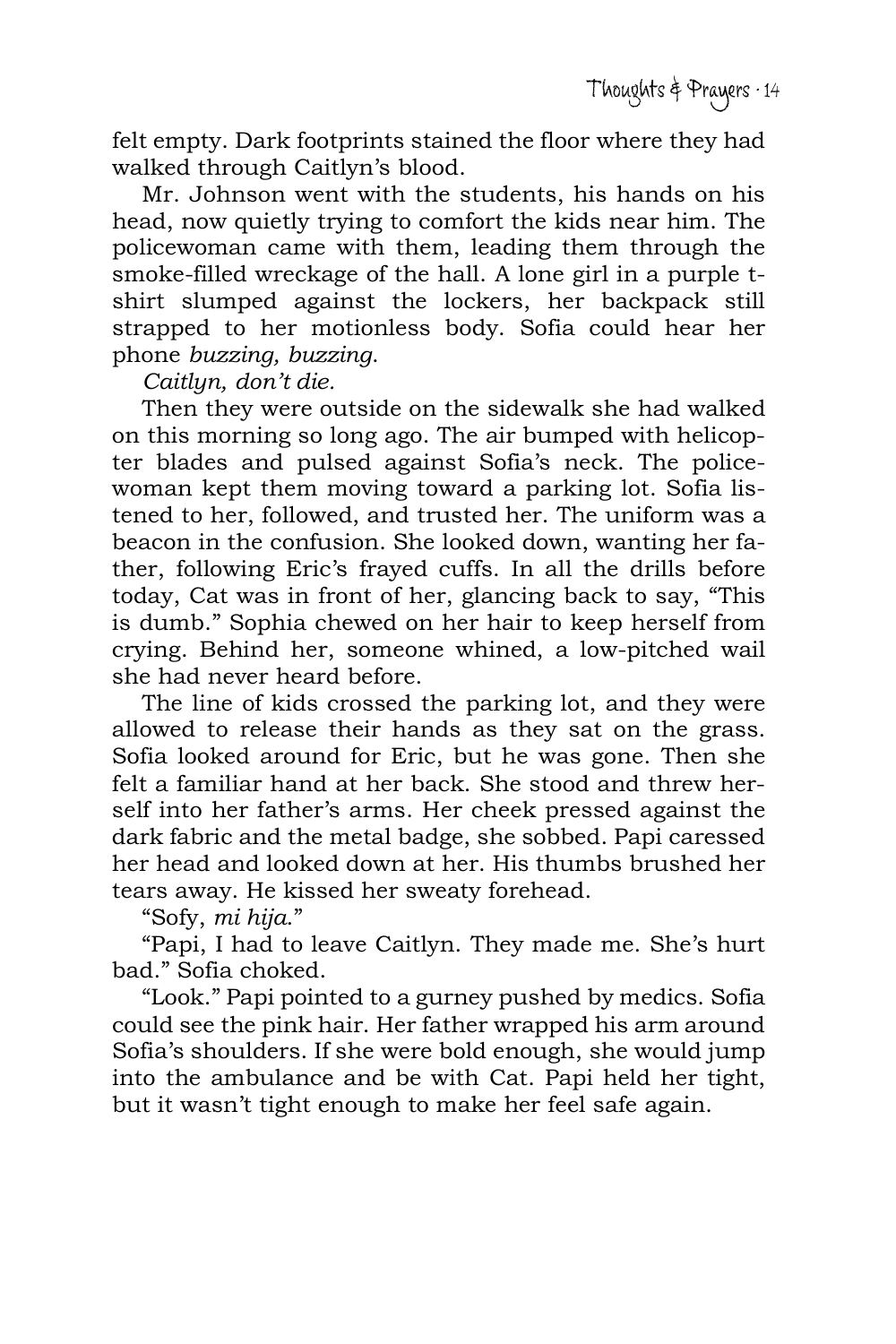felt empty. Dark footprints stained the floor where they had walked through Caitlyn's blood.

Mr. Johnson went with the students, his hands on his head, now quietly trying to comfort the kids near him. The policewoman came with them, leading them through the smoke-filled wreckage of the hall. A lone girl in a purple t-shirt slumped against the lockers, her backpack still strapped to her motionless body. Sofia could hear her phone *buzzing, buzzing.*

*Caitlyn, don't die.*

Then they were outside on the sidewalk she had walked on this morning so long ago. The air bumped with helicopter blades and pulsed against Sofia's neck. The policewoman kept them moving toward a parking lot. Sofia listened to her, followed, and trusted her. The uniform was a beacon in the confusion. She looked down, wanting her father, following Eric's frayed cuffs. In all the drills before today, Cat was in front of her, glancing back to say, "This is dumb." Sophia chewed on her hair to keep herself from crying. Behind her, someone whined, a low-pitched wail she had never heard before.

The line of kids crossed the parking lot, and they were allowed to release their hands as they sat on the grass. Sofia looked around for Eric, but he was gone. Then she felt a familiar hand at her back. She stood and threw herself into her father's arms. Her cheek pressed against the dark fabric and the metal badge, she sobbed. Papi caressed her head and looked down at her. His thumbs brushed her tears away. He kissed her sweaty forehead.

"Sofy, *mi hija.*"

"Papi, I had to leave Caitlyn. They made me. She's hurt bad." Sofia choked.

"Look." Papi pointed to a gurney pushed by medics. Sofia could see the pink hair. Her father wrapped his arm around Sofia's shoulders. If she were bold enough, she would jump into the ambulance and be with Cat. Papi held her tight, but it wasn't tight enough to make her feel safe again.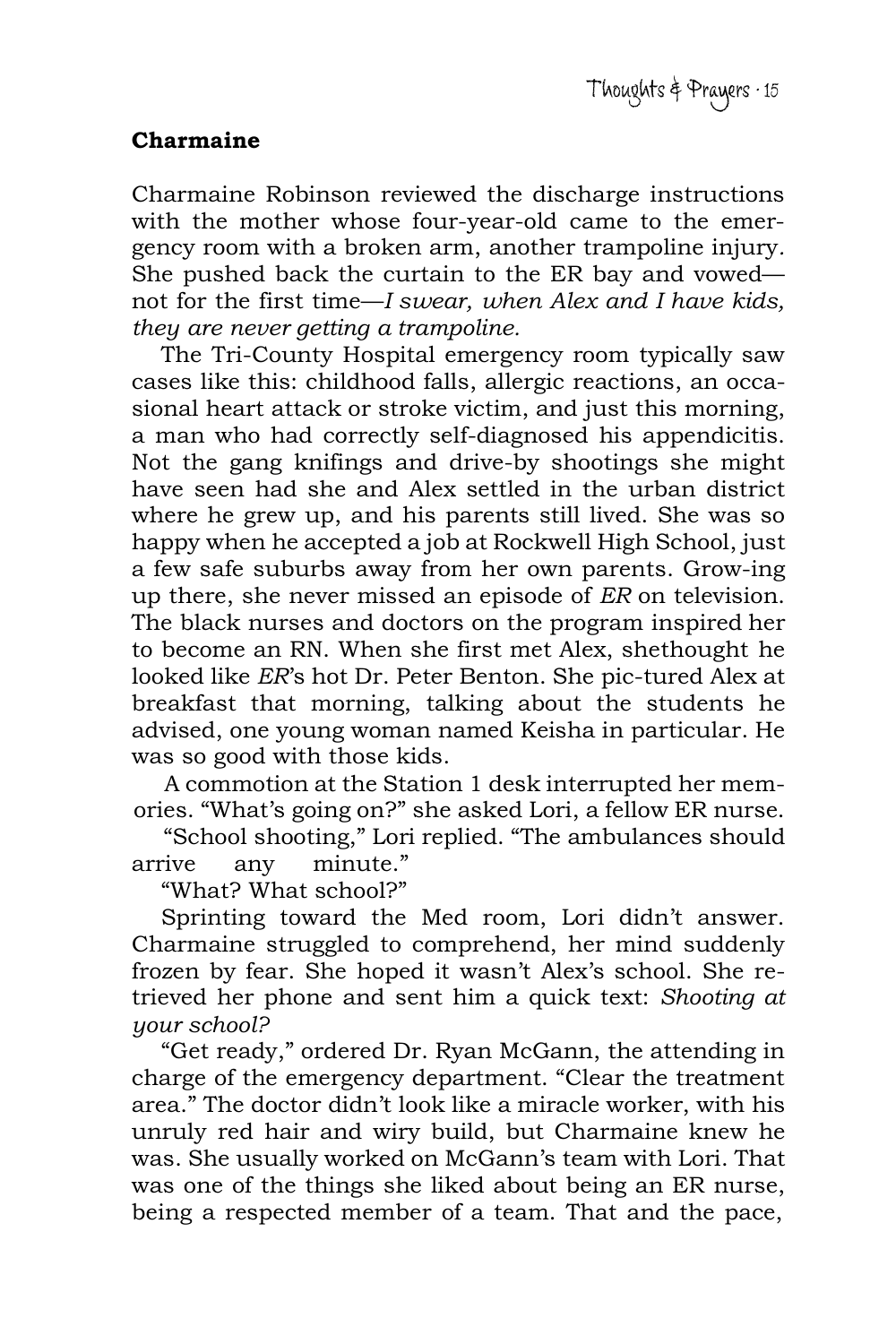**Charmaine**

Charmaine Robinson reviewed the discharge instructions with the mother whose four-year-old came to the emergency room with a broken arm, another trampoline injury. She pushed back the curtain to the ER bay and vowed—not for the first time—*I swear, when Alex and I have kids, they are never getting a trampoline.*

The Tri-County Hospital emergency room typically saw cases like this: childhood falls, allergic reactions, an occasional heart attack or stroke victim, and just this morning, a man who had correctly self-diagnosed his appendicitis. Not the gang knifings and drive-by shootings she might have seen had she and Alex settled in the urban district where he grew up, and his parents still lived. She was so happy when he accepted a job at Rockwell High School, just a few safe suburbs away from her own parents. Grow-ing up there, she never missed an episode of *ER* on television. The black nurses and doctors on the program inspired her to become an RN. When she first met Alex, shethought he looked like *ER*'s hot Dr. Peter Benton. She pic-tured Alex at breakfast that morning, talking about the students he advised, one young woman named Keisha in particular. He was so good with those kids.

A commotion at the Station 1 desk interrupted her memories. "What's going on?" she asked Lori, a fellow ER nurse.

"School shooting," Lori replied. "The ambulances should arrive any minute."

"What? What school?"

Sprinting toward the Med room, Lori didn't answer. Charmaine struggled to comprehend, her mind suddenly frozen by fear. She hoped it wasn't Alex's school. She retrieved her phone and sent him a quick text: *Shooting at your school?*

"Get ready," ordered Dr. Ryan McGann, the attending in charge of the emergency department. "Clear the treatment area." The doctor didn't look like a miracle worker, with his unruly red hair and wiry build, but Charmaine knew he was. She usually worked on McGann's team with Lori. That was one of the things she liked about being an ER nurse, being a respected member of a team. That and the pace,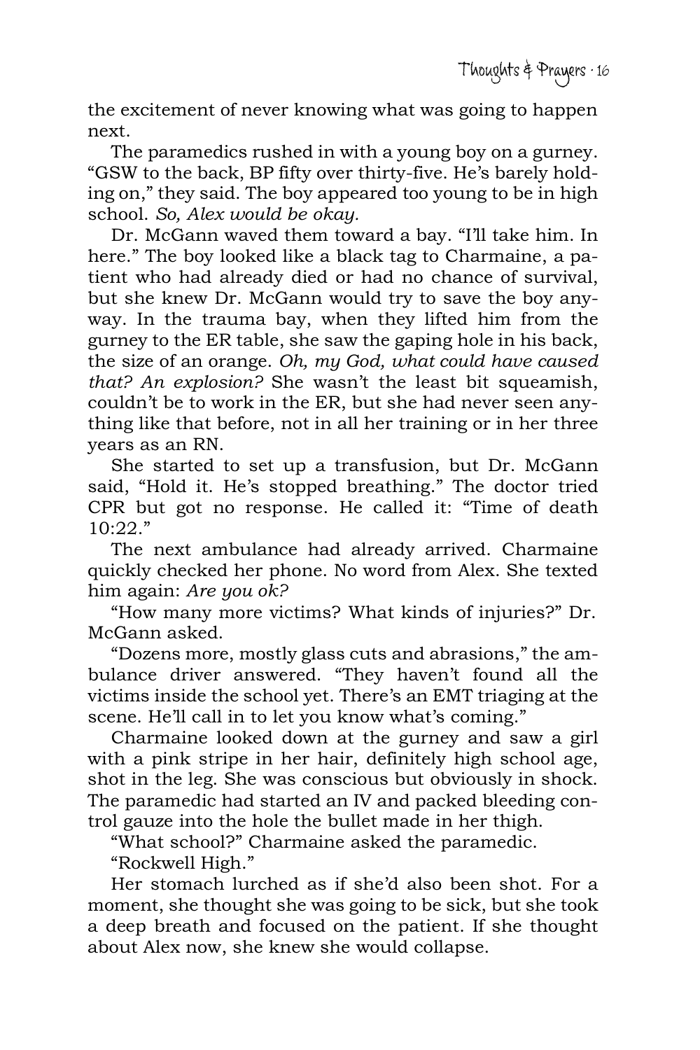the excitement of never knowing what was going to happen next.

The paramedics rushed in with a young boy on a gurney. "GSW to the back, BP fifty over thirty-five. He's barely holding on," they said. The boy appeared too young to be in high school. *So, Alex would be okay.*

Dr. McGann waved them toward a bay. "I'll take him. In here." The boy looked like a black tag to Charmaine, a patient who had already died or had no chance of survival, but she knew Dr. McGann would try to save the boy anyway. In the trauma bay, when they lifted him from the gurney to the ER table, she saw the gaping hole in his back, the size of an orange. *Oh, my God, what could have caused that? An explosion?* She wasn't the least bit squeamish, couldn't be to work in the ER, but she had never seen anything like that before, not in all her training or in her three years as an RN.

She started to set up a transfusion, but Dr. McGann said, "Hold it. He's stopped breathing." The doctor tried CPR but got no response. He called it: "Time of death 10:22."

The next ambulance had already arrived. Charmaine quickly checked her phone. No word from Alex. She texted him again: *Are you ok?*

"How many more victims? What kinds of injuries?" Dr. McGann asked.

"Dozens more, mostly glass cuts and abrasions," the ambulance driver answered. "They haven't found all the victims inside the school yet. There's an EMT triaging at the scene. He'll call in to let you know what's coming."

Charmaine looked down at the gurney and saw a girl with a pink stripe in her hair, definitely high school age, shot in the leg. She was conscious but obviously in shock. The paramedic had started an IV and packed bleeding control gauze into the hole the bullet made in her thigh.

"What school?" Charmaine asked the paramedic.

"Rockwell High."

Her stomach lurched as if she'd also been shot. For a moment, she thought she was going to be sick, but she took a deep breath and focused on the patient. If she thought about Alex now, she knew she would collapse.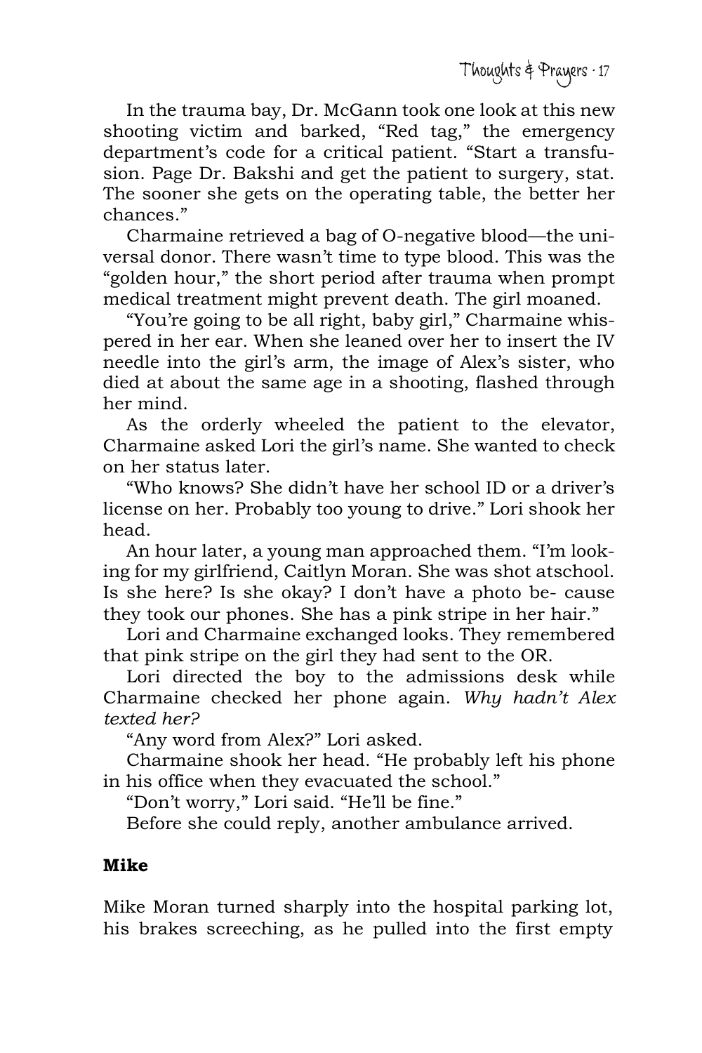In the trauma bay, Dr. McGann took one look at this new shooting victim and barked, "Red tag," the emergency department's code for a critical patient. "Start a transfusion. Page Dr. Bakshi and get the patient to surgery, stat. The sooner she gets on the operating table, the better her chances."

Charmaine retrieved a bag of O-negative blood—the universal donor. There wasn't time to type blood. This was the "golden hour," the short period after trauma when prompt medical treatment might prevent death. The girl moaned.

"You're going to be all right, baby girl," Charmaine whispered in her ear. When she leaned over her to insert the IV needle into the girl's arm, the image of Alex's sister, who died at about the same age in a shooting, flashed through her mind.

As the orderly wheeled the patient to the elevator, Charmaine asked Lori the girl's name. She wanted to check on her status later.

"Who knows? She didn't have her school ID or a driver's license on her. Probably too young to drive." Lori shook her head.

An hour later, a young man approached them. "I'm looking for my girlfriend, Caitlyn Moran. She was shot atschool. Is she here? Is she okay? I don't have a photo be- cause they took our phones. She has a pink stripe in her hair."

Lori and Charmaine exchanged looks. They remembered that pink stripe on the girl they had sent to the OR.

Lori directed the boy to the admissions desk while Charmaine checked her phone again. *Why hadn't Alex texted her?*

"Any word from Alex?" Lori asked.

Charmaine shook her head. "He probably left his phone in his office when they evacuated the school."

"Don't worry," Lori said. "He'll be fine."

Before she could reply, another ambulance arrived.

**Mike**

Mike Moran turned sharply into the hospital parking lot, his brakes screeching, as he pulled into the first empty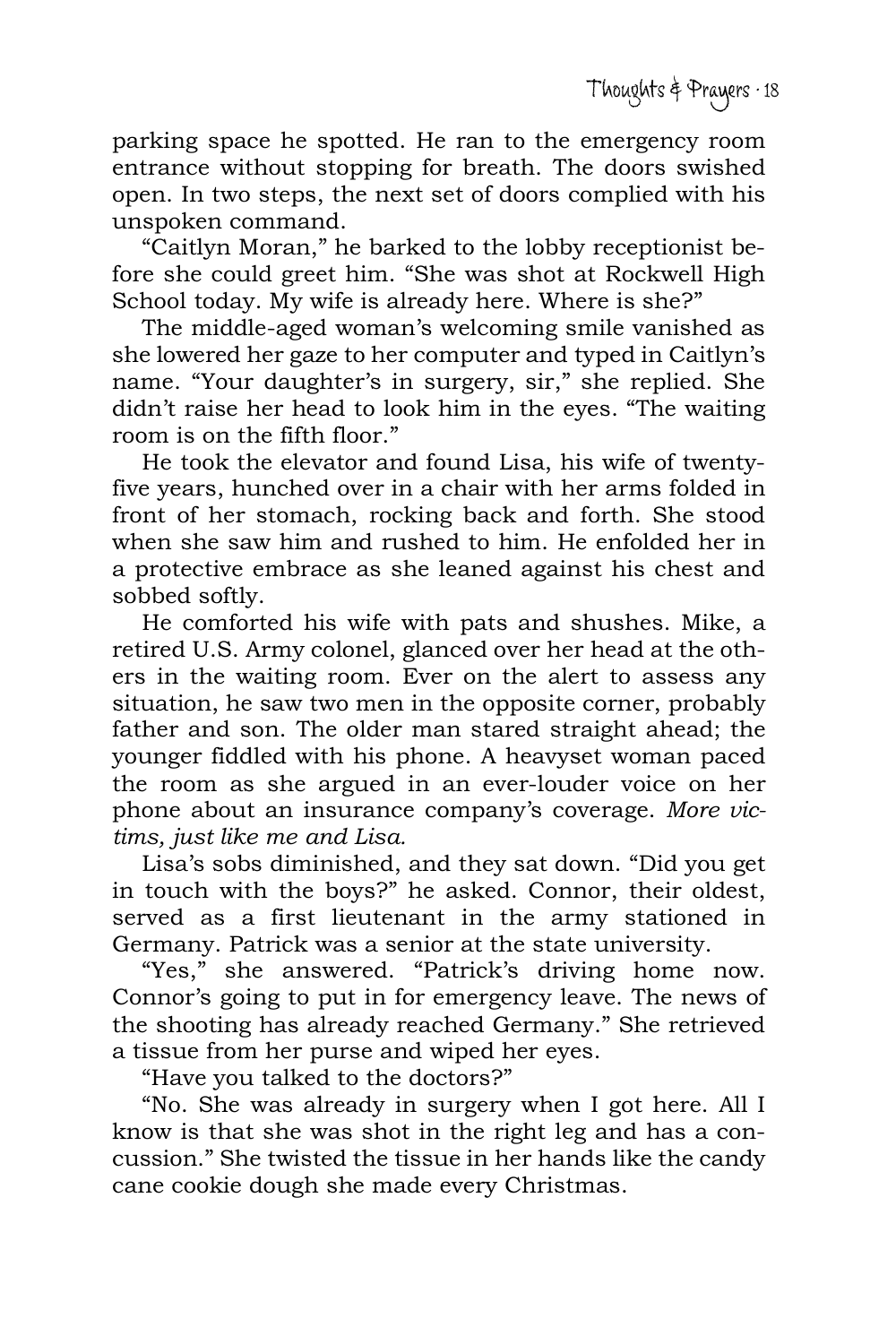parking space he spotted. He ran to the emergency room entrance without stopping for breath. The doors swished open. In two steps, the next set of doors complied with his unspoken command.

"Caitlyn Moran," he barked to the lobby receptionist before she could greet him. "She was shot at Rockwell High School today. My wife is already here. Where is she?"

The middle-aged woman's welcoming smile vanished as she lowered her gaze to her computer and typed in Caitlyn's name. "Your daughter's in surgery, sir," she replied. She didn't raise her head to look him in the eyes. "The waiting room is on the fifth floor."

He took the elevator and found Lisa, his wife of twenty-five years, hunched over in a chair with her arms folded in front of her stomach, rocking back and forth. She stood when she saw him and rushed to him. He enfolded her in a protective embrace as she leaned against his chest and sobbed softly.

He comforted his wife with pats and shushes. Mike, a retired U.S. Army colonel, glanced over her head at the others in the waiting room. Ever on the alert to assess any situation, he saw two men in the opposite corner, probably father and son. The older man stared straight ahead; the younger fiddled with his phone. A heavyset woman paced the room as she argued in an ever-louder voice on her phone about an insurance company's coverage. *More victims, just like me and Lisa.*

Lisa's sobs diminished, and they sat down. "Did you get in touch with the boys?" he asked. Connor, their oldest, served as a first lieutenant in the army stationed in Germany. Patrick was a senior at the state university.

"Yes," she answered. "Patrick's driving home now. Connor's going to put in for emergency leave. The news of the shooting has already reached Germany." She retrieved a tissue from her purse and wiped her eyes.

"Have you talked to the doctors?"

"No. She was already in surgery when I got here. All I know is that she was shot in the right leg and has a concussion." She twisted the tissue in her hands like the candy cane cookie dough she made every Christmas.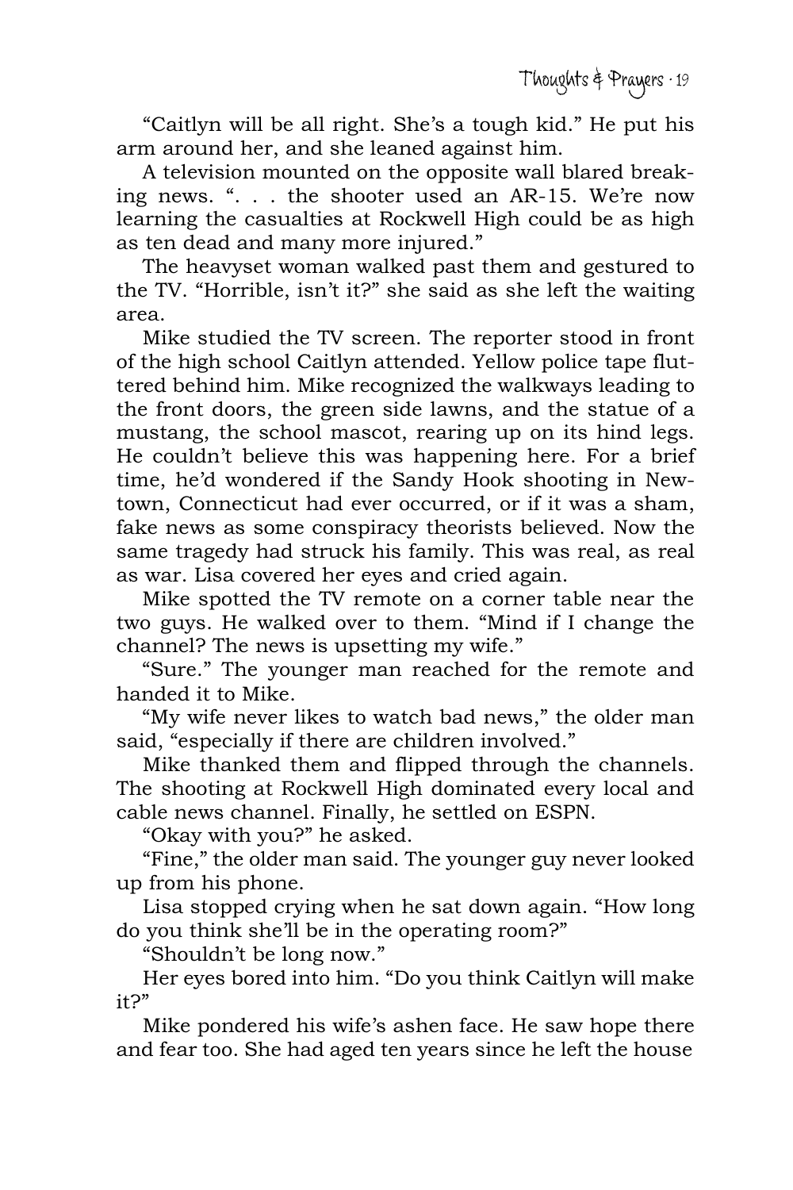"Caitlyn will be all right. She's a tough kid." He put his arm around her, and she leaned against him.

A television mounted on the opposite wall blared breaking news. ". . . the shooter used an AR-15. We're now learning the casualties at Rockwell High could be as high as ten dead and many more injured."

The heavyset woman walked past them and gestured to the TV. "Horrible, isn't it?" she said as she left the waiting area.

Mike studied the TV screen. The reporter stood in front of the high school Caitlyn attended. Yellow police tape fluttered behind him. Mike recognized the walkways leading to the front doors, the green side lawns, and the statue of a mustang, the school mascot, rearing up on its hind legs. He couldn't believe this was happening here. For a brief time, he'd wondered if the Sandy Hook shooting in Newtown, Connecticut had ever occurred, or if it was a sham, fake news as some conspiracy theorists believed. Now the same tragedy had struck his family. This was real, as real as war. Lisa covered her eyes and cried again.

Mike spotted the TV remote on a corner table near the two guys. He walked over to them. "Mind if I change the channel? The news is upsetting my wife."

"Sure." The younger man reached for the remote and handed it to Mike.

"My wife never likes to watch bad news," the older man said, "especially if there are children involved."

Mike thanked them and flipped through the channels. The shooting at Rockwell High dominated every local and cable news channel. Finally, he settled on ESPN.

"Okay with you?" he asked.

"Fine," the older man said. The younger guy never looked up from his phone.

Lisa stopped crying when he sat down again. "How long do you think she'll be in the operating room?"

"Shouldn't be long now."

Her eyes bored into him. "Do you think Caitlyn will make it?"

Mike pondered his wife's ashen face. He saw hope there and fear too. She had aged ten years since he left the house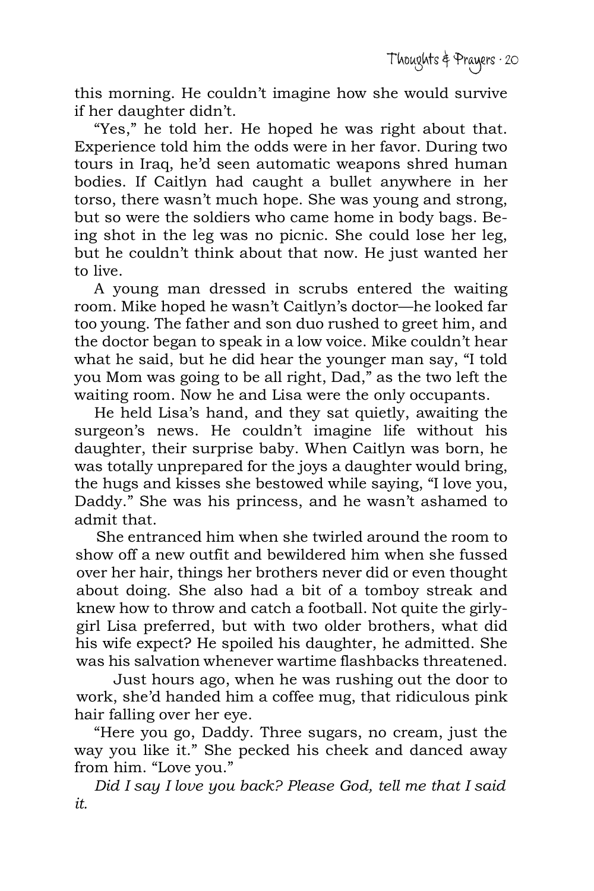this morning. He couldn't imagine how she would survive if her daughter didn't.

"Yes," he told her. He hoped he was right about that. Experience told him the odds were in her favor. During two tours in Iraq, he'd seen automatic weapons shred human bodies. If Caitlyn had caught a bullet anywhere in her torso, there wasn't much hope. She was young and strong, but so were the soldiers who came home in body bags. Being shot in the leg was no picnic. She could lose her leg, but he couldn't think about that now. He just wanted her to live.

A young man dressed in scrubs entered the waiting room. Mike hoped he wasn't Caitlyn's doctor—he looked far too young. The father and son duo rushed to greet him, and the doctor began to speak in a low voice. Mike couldn't hear what he said, but he did hear the younger man say, "I told you Mom was going to be all right, Dad," as the two left the waiting room. Now he and Lisa were the only occupants.

He held Lisa's hand, and they sat quietly, awaiting the surgeon's news. He couldn't imagine life without his daughter, their surprise baby. When Caitlyn was born, he was totally unprepared for the joys a daughter would bring, the hugs and kisses she bestowed while saying, "I love you, Daddy." She was his princess, and he wasn't ashamed to admit that.

She entranced him when she twirled around the room to show off a new outfit and bewildered him when she fussed over her hair, things her brothers never did or even thought about doing. She also had a bit of a tomboy streak and knew how to throw and catch a football. Not quite the girly-girl Lisa preferred, but with two older brothers, what did his wife expect? He spoiled his daughter, he admitted. She was his salvation whenever wartime flashbacks threatened.

Just hours ago, when he was rushing out the door to work, she'd handed him a coffee mug, that ridiculous pink hair falling over her eye.

"Here you go, Daddy. Three sugars, no cream, just the way you like it." She pecked his cheek and danced away from him. "Love you."

*Did I say I love you back? Please God, tell me that I said it.*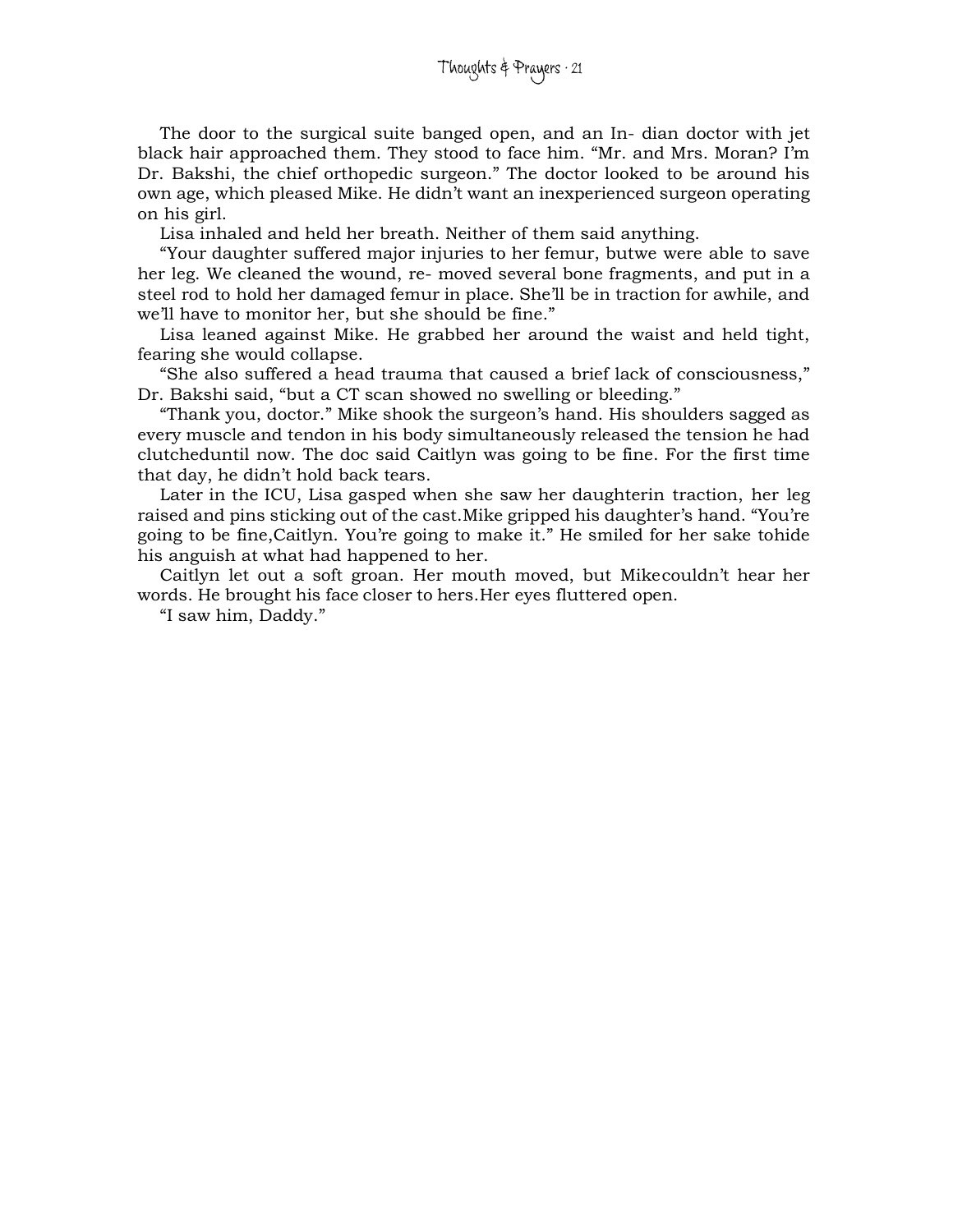The door to the surgical suite banged open, and an In- dian doctor with jet black hair approached them. They stood to face him. "Mr. and Mrs. Moran? I'm Dr. Bakshi, the chief orthopedic surgeon." The doctor looked to be around his own age, which pleased Mike. He didn't want an inexperienced surgeon operating on his girl.

Lisa inhaled and held her breath. Neither of them said anything.

"Your daughter suffered major injuries to her femur, butwe were able to save her leg. We cleaned the wound, re- moved several bone fragments, and put in a steel rod to hold her damaged femur in place. She'll be in traction for awhile, and we'll have to monitor her, but she should be fine."

Lisa leaned against Mike. He grabbed her around the waist and held tight, fearing she would collapse.

"She also suffered a head trauma that caused a brief lack of consciousness," Dr. Bakshi said, "but a CT scan showed no swelling or bleeding."

"Thank you, doctor." Mike shook the surgeon's hand. His shoulders sagged as every muscle and tendon in his body simultaneously released the tension he had clutcheduntil now. The doc said Caitlyn was going to be fine. For the first time that day, he didn't hold back tears.

Later in the ICU, Lisa gasped when she saw her daughterin traction, her leg raised and pins sticking out of the cast.Mike gripped his daughter's hand. "You're going to be fine,Caitlyn. You're going to make it." He smiled for her sake tohide his anguish at what had happened to her.

Caitlyn let out a soft groan. Her mouth moved, but Mikecouldn't hear her words. He brought his face closer to hers.Her eyes fluttered open.

"I saw him, Daddy."